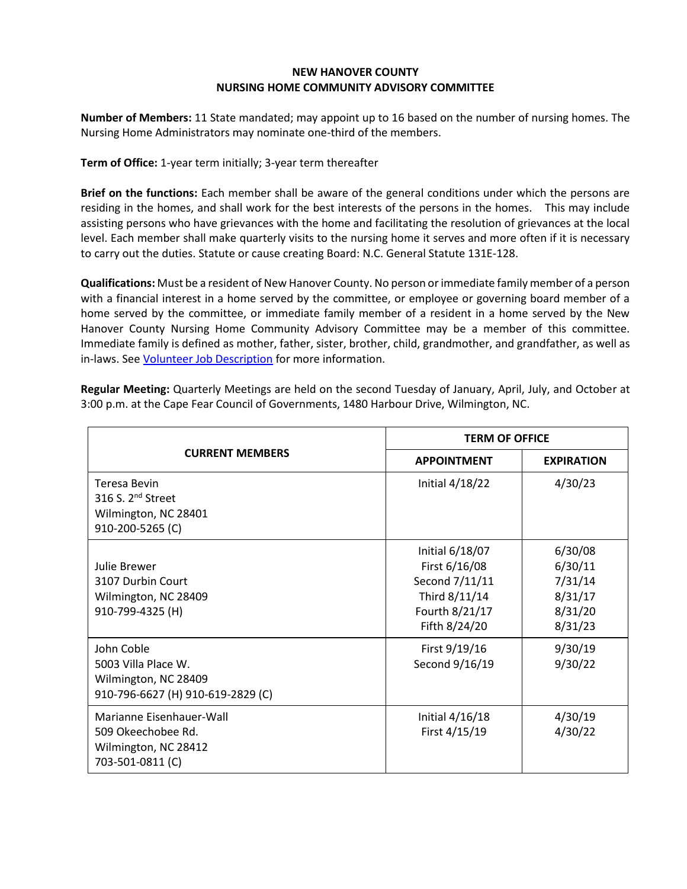# NEW HANOVER COUNTY
## NURSING HOME COMMUNITY ADVISORY COMMITTEE

**Number of Members:** 11 State mandated; may appoint up to 16 based on the number of nursing homes. The Nursing Home Administrators may nominate one-third of the members.

**Term of Office:** 1-year term initially; 3-year term thereafter

**Brief on the functions:** Each member shall be aware of the general conditions under which the persons are residing in the homes, and shall work for the best interests of the persons in the homes. This may include assisting persons who have grievances with the home and facilitating the resolution of grievances at the local level. Each member shall make quarterly visits to the nursing home it serves and more often if it is necessary to carry out the duties. Statute or cause creating Board: N.C. General Statute 131E-128.

**Qualifications:** Must be a resident of New Hanover County. No person or immediate family member of a person with a financial interest in a home served by the committee, or employee or governing board member of a home served by the committee, or immediate family member of a resident in a home served by the New Hanover County Nursing Home Community Advisory Committee may be a member of this committee. Immediate family is defined as mother, father, sister, brother, child, grandmother, and grandfather, as well as in-laws. See Volunteer Job Description for more information.

**Regular Meeting:** Quarterly Meetings are held on the second Tuesday of January, April, July, and October at 3:00 p.m. at the Cape Fear Council of Governments, 1480 Harbour Drive, Wilmington, NC.

| CURRENT MEMBERS | TERM OF OFFICE | |
|---|---|---|
| | **APPOINTMENT** | **EXPIRATION** |
| Teresa Bevin<br>316 S. 2nd Street<br>Wilmington, NC 28401<br>910-200-5265 (C) | Initial 4/18/22 | 4/30/23 |
| Julie Brewer<br>3107 Durbin Court<br>Wilmington, NC 28409<br>910-799-4325 (H) | Initial 6/18/07<br>First 6/16/08<br>Second 7/11/11<br>Third 8/11/14<br>Fourth 8/21/17<br>Fifth 8/24/20 | 6/30/08<br>6/30/11<br>7/31/14<br>8/31/17<br>8/31/20<br>8/31/23 |
| John Coble<br>5003 Villa Place W.<br>Wilmington, NC 28409<br>910-796-6627 (H) 910-619-2829 (C) | First 9/19/16<br>Second 9/16/19 | 9/30/19<br>9/30/22 |
| Marianne Eisenhauer-Wall<br>509 Okeechobee Rd.<br>Wilmington, NC 28412<br>703-501-0811 (C) | Initial 4/16/18<br>First 4/15/19 | 4/30/19<br>4/30/22 |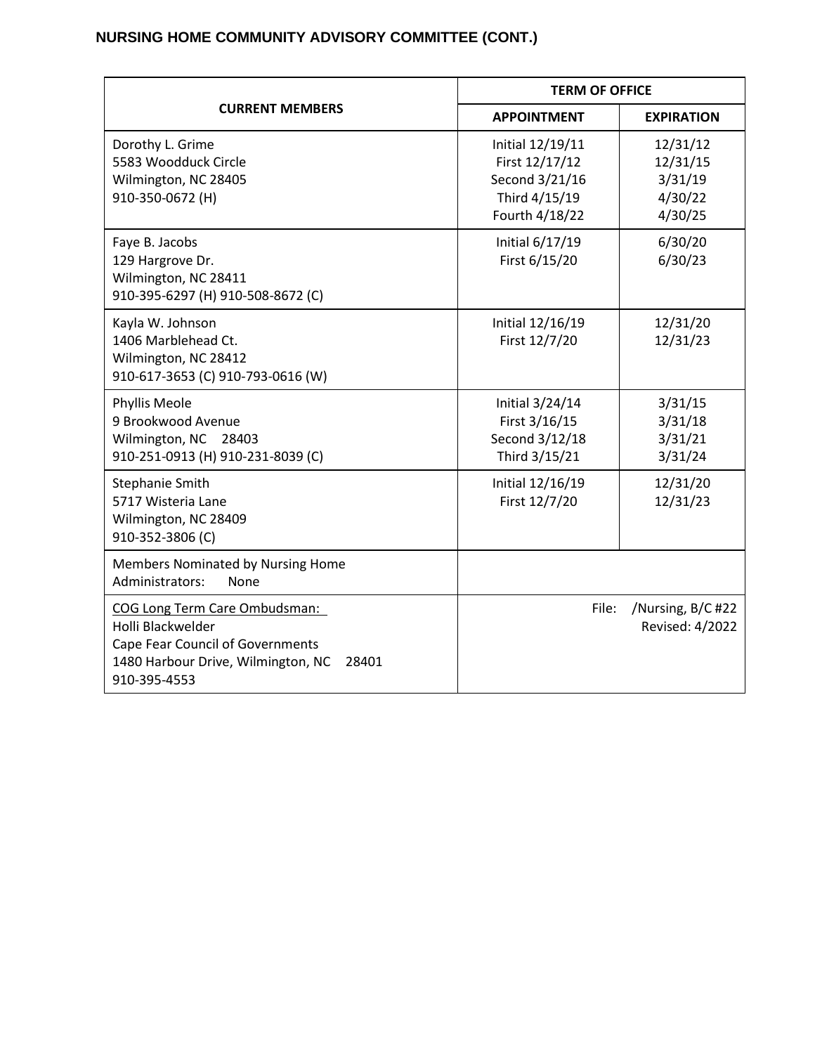**NURSING HOME COMMUNITY ADVISORY COMMITTEE (CONT.)**

| CURRENT MEMBERS | TERM OF OFFICE | |
|---|---|---|
| | **APPOINTMENT** | **EXPIRATION** |
| Dorothy L. Grime<br>5583 Woodduck Circle<br>Wilmington, NC 28405<br>910-350-0672 (H) | Initial 12/19/11<br>First 12/17/12<br>Second 3/21/16<br>Third 4/15/19<br>Fourth 4/18/22 | 12/31/12<br>12/31/15<br>3/31/19<br>4/30/22<br>4/30/25 |
| Faye B. Jacobs<br>129 Hargrove Dr.<br>Wilmington, NC 28411<br>910-395-6297 (H) 910-508-8672 (C) | Initial 6/17/19<br>First 6/15/20 | 6/30/20<br>6/30/23 |
| Kayla W. Johnson<br>1406 Marblehead Ct.<br>Wilmington, NC 28412<br>910-617-3653 (C) 910-793-0616 (W) | Initial 12/16/19<br>First 12/7/20 | 12/31/20<br>12/31/23 |
| Phyllis Meole<br>9 Brookwood Avenue<br>Wilmington, NC 28403<br>910-251-0913 (H) 910-231-8039 (C) | Initial 3/24/14<br>First 3/16/15<br>Second 3/12/18<br>Third 3/15/21 | 3/31/15<br>3/31/18<br>3/31/21<br>3/31/24 |
| Stephanie Smith<br>5717 Wisteria Lane<br>Wilmington, NC 28409<br>910-352-3806 (C) | Initial 12/16/19<br>First 12/7/20 | 12/31/20<br>12/31/23 |
| Members Nominated by Nursing Home Administrators: None | | |
| <u>COG Long Term Care Ombudsman:</u><br>Holli Blackwelder<br>Cape Fear Council of Governments<br>1480 Harbour Drive, Wilmington, NC 28401<br>910-395-4553 | File: /Nursing, B/C #22<br>Revised: 4/2022 | |